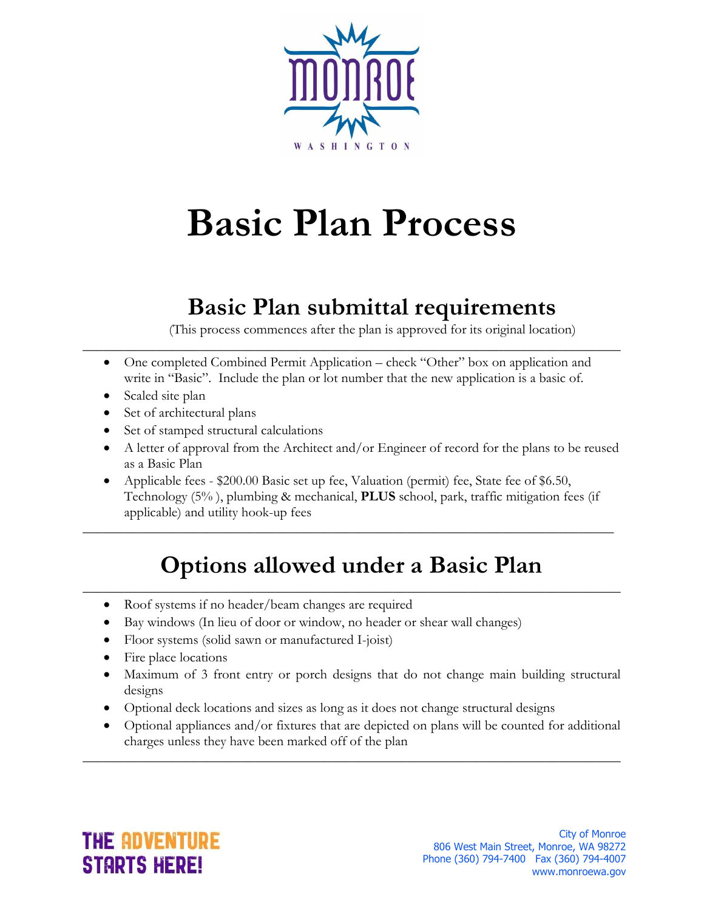# Basic Plan Process

## Basic Plan submittal requirements

(This process commences after the plan is approved for its original location)

- One completed Combined Permit Application – check "Other" box on application and write in "Basic". Include the plan or lot number that the new application is a basic of.
- Scaled site plan
- Set of architectural plans
- Set of stamped structural calculations
- A letter of approval from the Architect and/or Engineer of record for the plans to be reused as a Basic Plan
- Applicable fees - $200.00 Basic set up fee, Valuation (permit) fee, State fee of $6.50, Technology (5% ), plumbing & mechanical, **PLUS** school, park, traffic mitigation fees (if applicable) and utility hook-up fees

## Options allowed under a Basic Plan

- Roof systems if no header/beam changes are required
- Bay windows (In lieu of door or window, no header or shear wall changes)
- Floor systems (solid sawn or manufactured I-joist)
- Fire place locations
- Maximum of 3 front entry or porch designs that do not change main building structural designs
- Optional deck locations and sizes as long as it does not change structural designs
- Optional appliances and/or fixtures that are depicted on plans will be counted for additional charges unless they have been marked off of the plan

THE ADVENTURE STARTS HERE!

City of Monroe
806 West Main Street, Monroe, WA 98272
Phone (360) 794-7400 Fax (360) 794-4007
www.monroewa.gov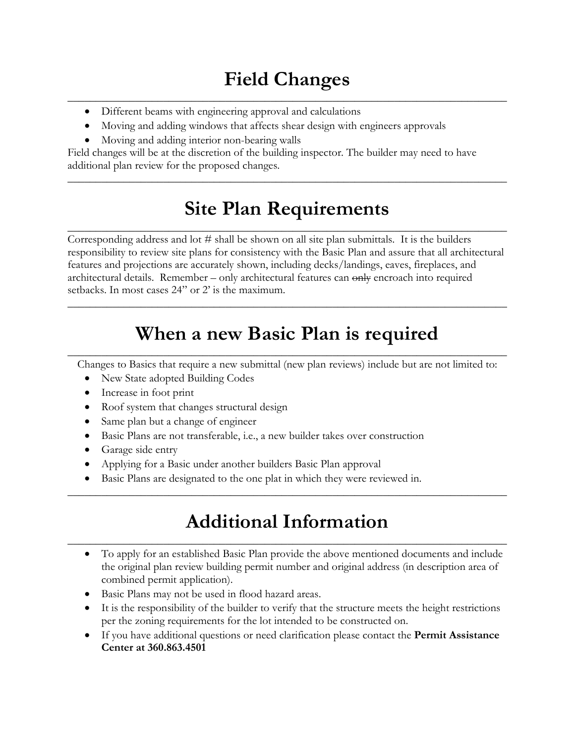# Field Changes

- Different beams with engineering approval and calculations
- Moving and adding windows that affects shear design with engineers approvals
- Moving and adding interior non-bearing walls

Field changes will be at the discretion of the building inspector. The builder may need to have additional plan review for the proposed changes.

# Site Plan Requirements

Corresponding address and lot # shall be shown on all site plan submittals. It is the builders responsibility to review site plans for consistency with the Basic Plan and assure that all architectural features and projections are accurately shown, including decks/landings, eaves, fireplaces, and architectural details. Remember – only architectural features can ~~only~~ encroach into required setbacks. In most cases 24" or 2' is the maximum.

# When a new Basic Plan is required

Changes to Basics that require a new submittal (new plan reviews) include but are not limited to:

- New State adopted Building Codes
- Increase in foot print
- Roof system that changes structural design
- Same plan but a change of engineer
- Basic Plans are not transferable, i.e., a new builder takes over construction
- Garage side entry
- Applying for a Basic under another builders Basic Plan approval
- Basic Plans are designated to the one plat in which they were reviewed in.

# Additional Information

- To apply for an established Basic Plan provide the above mentioned documents and include the original plan review building permit number and original address (in description area of combined permit application).
- Basic Plans may not be used in flood hazard areas.
- It is the responsibility of the builder to verify that the structure meets the height restrictions per the zoning requirements for the lot intended to be constructed on.
- If you have additional questions or need clarification please contact the **Permit Assistance Center at 360.863.4501**